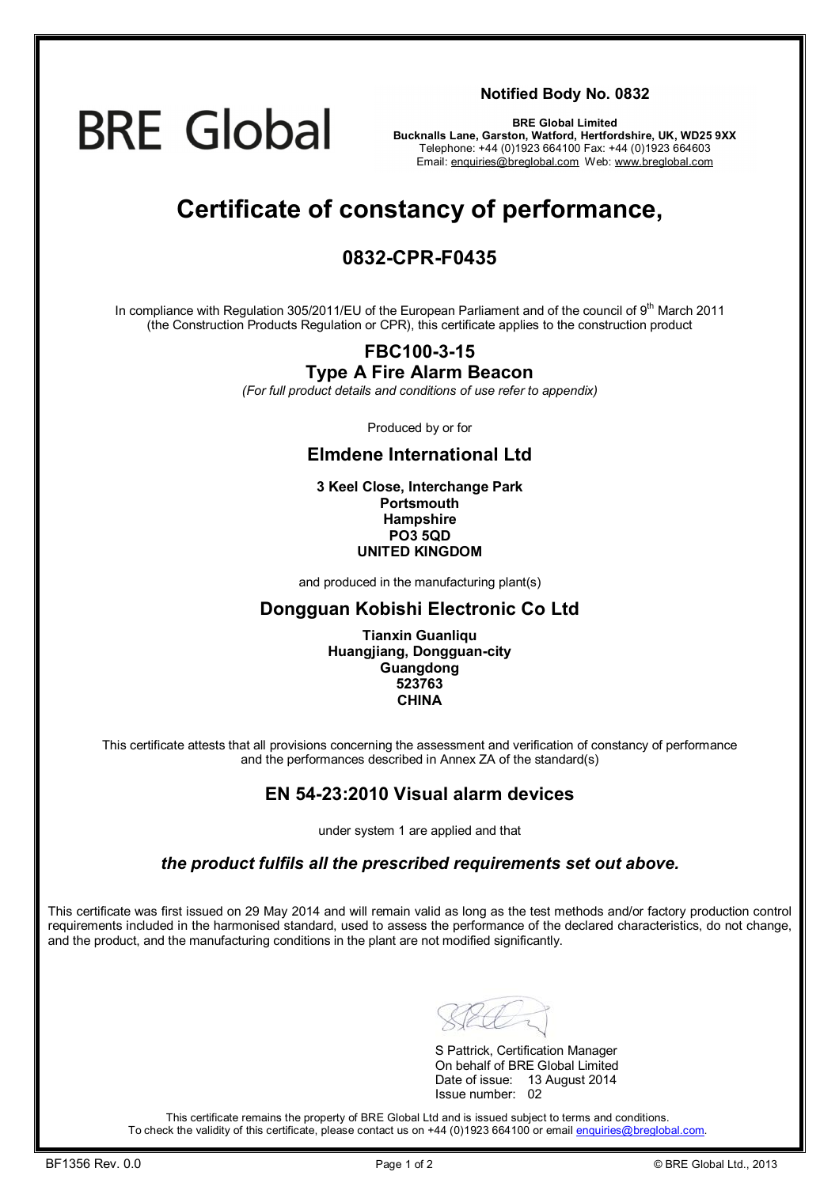BRE Global

**Notified Body No. 0832**

**BRE Global Limited**
**Bucknalls Lane, Garston, Watford, Hertfordshire, UK, WD25 9XX**
Telephone: +44 (0)1923 664100 Fax: +44 (0)1923 664603
Email: enquiries@breglobal.com Web: www.breglobal.com

# Certificate of constancy of performance,

## 0832-CPR-F0435

In compliance with Regulation 305/2011/EU of the European Parliament and of the council of 9th March 2011 (the Construction Products Regulation or CPR), this certificate applies to the construction product

### FBC100-3-15
### Type A Fire Alarm Beacon

*(For full product details and conditions of use refer to appendix)*

Produced by or for

### Elmdene International Ltd

**3 Keel Close, Interchange Park**
**Portsmouth**
**Hampshire**
**PO3 5QD**
**UNITED KINGDOM**

and produced in the manufacturing plant(s)

### Dongguan Kobishi Electronic Co Ltd

**Tianxin Guanliqu**
**Huangjiang, Dongguan-city**
**Guangdong**
**523763**
**CHINA**

This certificate attests that all provisions concerning the assessment and verification of constancy of performance and the performances described in Annex ZA of the standard(s)

### EN 54-23:2010 Visual alarm devices

under system 1 are applied and that

***the product fulfils all the prescribed requirements set out above.***

This certificate was first issued on 29 May 2014 and will remain valid as long as the test methods and/or factory production control requirements included in the harmonised standard, used to assess the performance of the declared characteristics, do not change, and the product, and the manufacturing conditions in the plant are not modified significantly.

S Pattrick, Certification Manager
On behalf of BRE Global Limited
Date of issue: 13 August 2014
Issue number: 02

This certificate remains the property of BRE Global Ltd and is issued subject to terms and conditions.
To check the validity of this certificate, please contact us on +44 (0)1923 664100 or email enquiries@breglobal.com.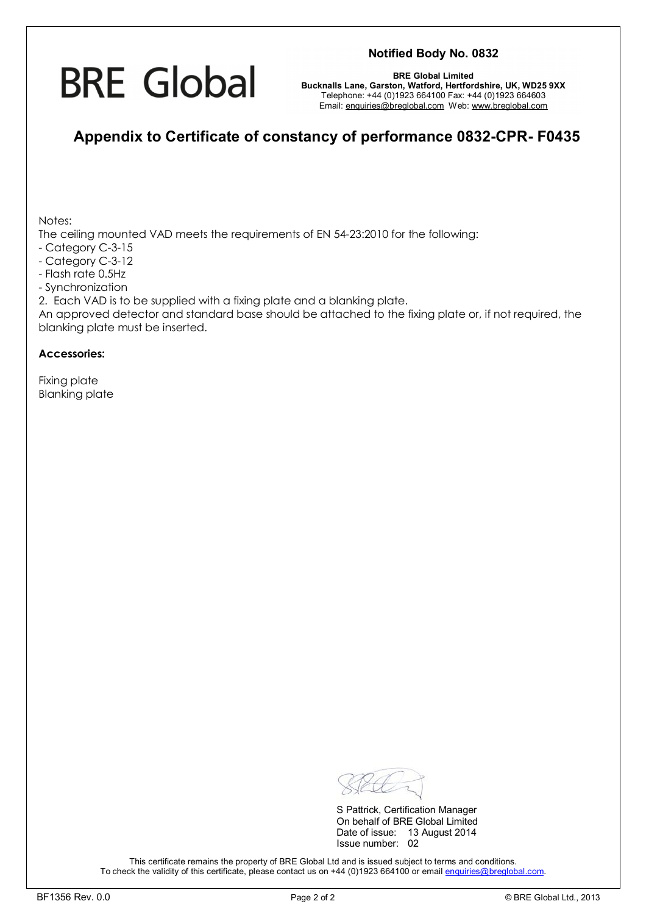**Notified Body No. 0832**

**BRE Global Limited**
**Bucknalls Lane, Garston, Watford, Hertfordshire, UK, WD25 9XX**
Telephone: +44 (0)1923 664100 Fax: +44 (0)1923 664603
Email: enquiries@breglobal.com Web: www.breglobal.com

# Appendix to Certificate of constancy of performance 0832-CPR- F0435

Notes:
The ceiling mounted VAD meets the requirements of EN 54-23:2010 for the following:
- Category C-3-15
- Category C-3-12
- Flash rate 0.5Hz
- Synchronization

2. Each VAD is to be supplied with a fixing plate and a blanking plate.
An approved detector and standard base should be attached to the fixing plate or, if not required, the blanking plate must be inserted.

**Accessories:**

Fixing plate
Blanking plate

S Pattrick, Certification Manager
On behalf of BRE Global Limited
Date of issue: 13 August 2014
Issue number: 02

This certificate remains the property of BRE Global Ltd and is issued subject to terms and conditions.
To check the validity of this certificate, please contact us on +44 (0)1923 664100 or email enquiries@breglobal.com.

BF1356 Rev. 0.0 © BRE Global Ltd., 2013